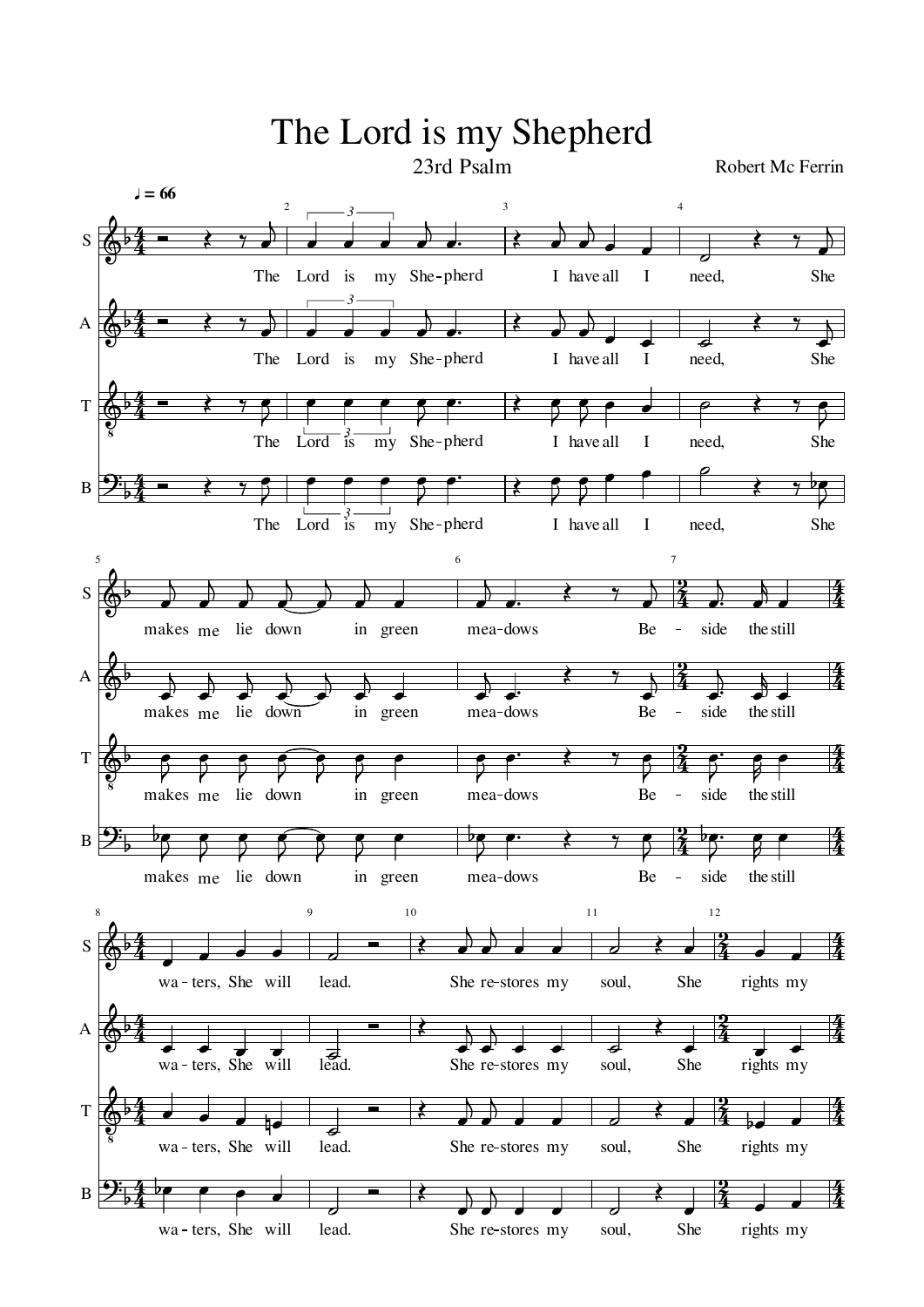# The Lord is my Shepherd

23rd Psalm

Robert Mc Ferrin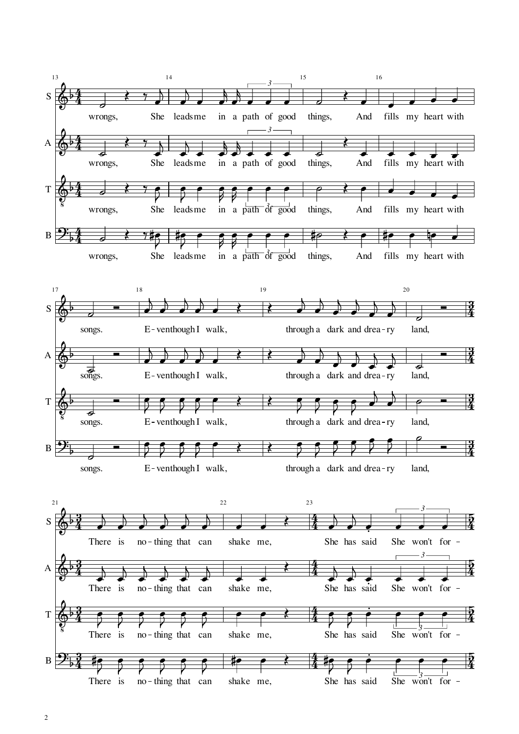13 14 15 16

S: wrongs, She leads me in a path of good things, And fills my heart with

A: wrongs, She leads me in a path of good things, And fills my heart with

T: wrongs, She leads me in a path of good things, And fills my heart with

B: wrongs, She leads me in a path of good things, And fills my heart with

17 18 19 20

S: songs. E - ven though I walk, through a dark and drea - ry land,

A: songs. E - ven though I walk, through a dark and drea - ry land,

T: songs. E - ven though I walk, through a dark and drea - ry land,

B: songs. E - ven though I walk, through a dark and drea - ry land,

21 22 23

S: There is no - thing that can shake me, She has said She won't for -

A: There is no - thing that can shake me, She has said She won't for -

T: There is no - thing that can shake me, She has said She won't for -

B: There is no - thing that can shake me, She has said She won't for -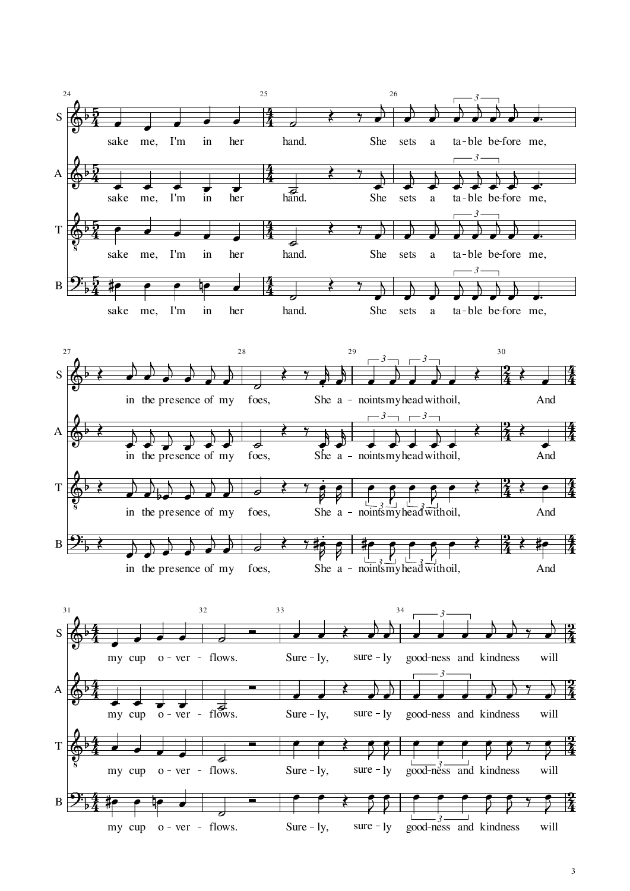sake me, I'm in her hand. She sets a ta-ble be-fore me,

in the presence of my foes, She a - noints my head with oil, And

my cup o - ver - flows. Sure - ly, sure - ly good-ness and kindness will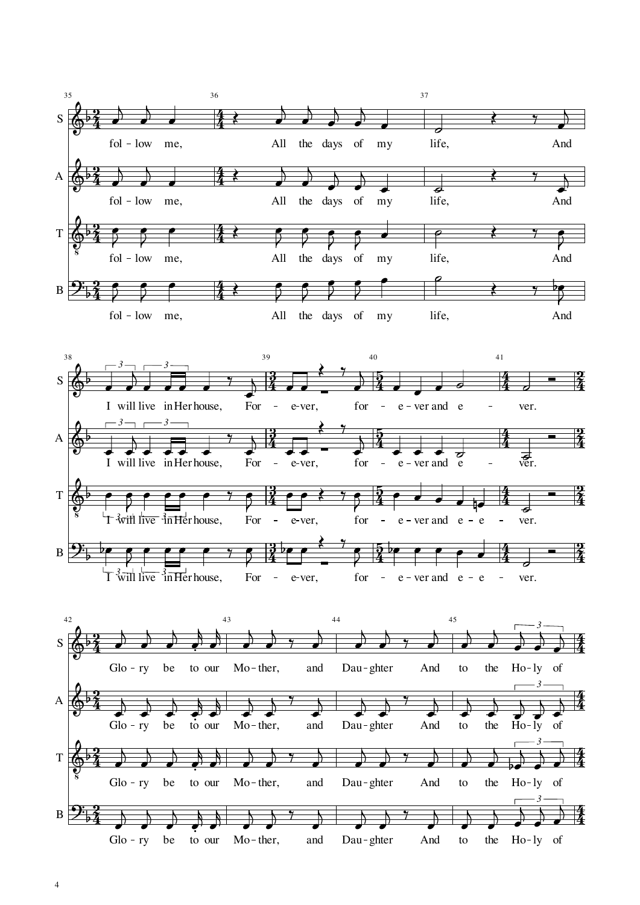35 36 37

S: fol - low me, All the days of my life, And

A: fol - low me, All the days of my life, And

T: fol - low me, All the days of my life, And

B: fol - low me, All the days of my life, And

38 39 40 41

S: I will live in Her house, For - e-ver, for - e - ver and e - ver.

A: I will live in Her house, For - e-ver, for - e - ver and e - ver.

T: I will live in Her house, For - e-ver, for - e - ver and e - e - ver.

B: I will live in Her house, For - e-ver, for - e - ver and e - e - ver.

42 43 44 45

S: Glo - ry be to our Mo - ther, and Dau - ghter And to the Ho - ly of

A: Glo - ry be to our Mo - ther, and Dau - ghter And to the Ho - ly of

T: Glo - ry be to our Mo - ther, and Dau - ghter And to the Ho - ly of

B: Glo - ry be to our Mo - ther, and Dau - ghter And to the Ho - ly of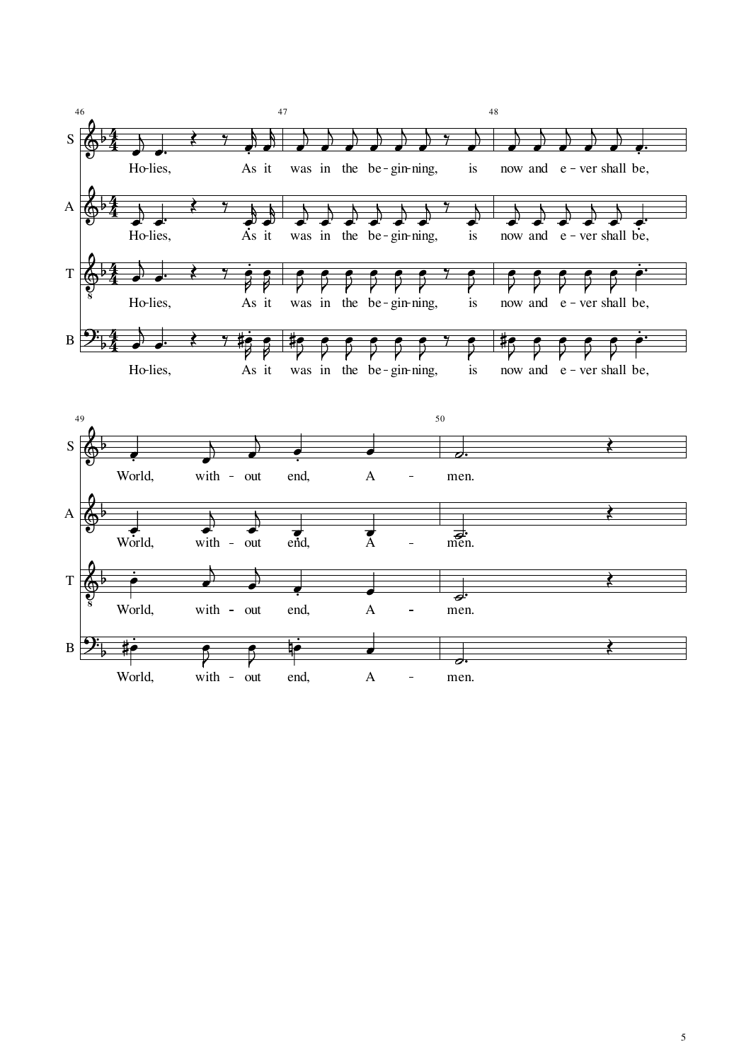Ho-lies, As it was in the be-gin-ning, is now and e-ver shall be,

World, with-out end, A-men.